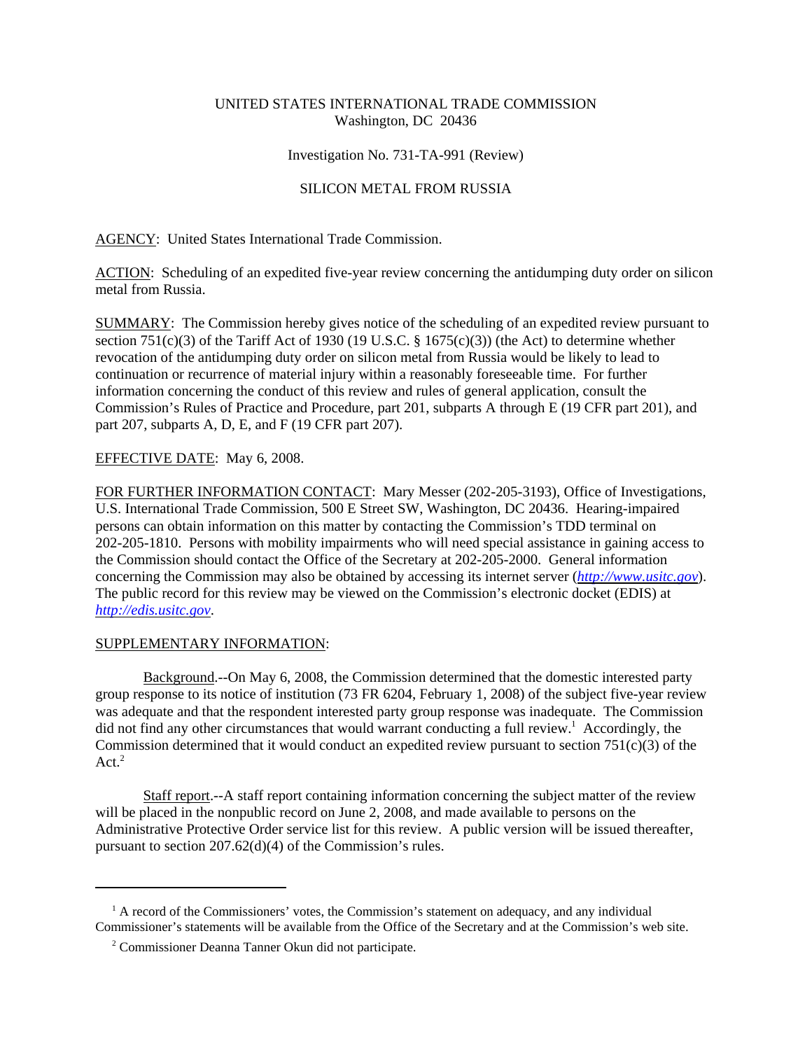UNITED STATES INTERNATIONAL TRADE COMMISSION
Washington, DC 20436

Investigation No. 731-TA-991 (Review)

SILICON METAL FROM RUSSIA

AGENCY: United States International Trade Commission.

ACTION: Scheduling of an expedited five-year review concerning the antidumping duty order on silicon metal from Russia.

SUMMARY: The Commission hereby gives notice of the scheduling of an expedited review pursuant to section 751(c)(3) of the Tariff Act of 1930 (19 U.S.C. § 1675(c)(3)) (the Act) to determine whether revocation of the antidumping duty order on silicon metal from Russia would be likely to lead to continuation or recurrence of material injury within a reasonably foreseeable time. For further information concerning the conduct of this review and rules of general application, consult the Commission's Rules of Practice and Procedure, part 201, subparts A through E (19 CFR part 201), and part 207, subparts A, D, E, and F (19 CFR part 207).

EFFECTIVE DATE: May 6, 2008.

FOR FURTHER INFORMATION CONTACT: Mary Messer (202-205-3193), Office of Investigations, U.S. International Trade Commission, 500 E Street SW, Washington, DC 20436. Hearing-impaired persons can obtain information on this matter by contacting the Commission's TDD terminal on 202-205-1810. Persons with mobility impairments who will need special assistance in gaining access to the Commission should contact the Office of the Secretary at 202-205-2000. General information concerning the Commission may also be obtained by accessing its internet server (*http://www.usitc.gov*). The public record for this review may be viewed on the Commission's electronic docket (EDIS) at *http://edis.usitc.gov*.

SUPPLEMENTARY INFORMATION:

Background.--On May 6, 2008, the Commission determined that the domestic interested party group response to its notice of institution (73 FR 6204, February 1, 2008) of the subject five-year review was adequate and that the respondent interested party group response was inadequate. The Commission did not find any other circumstances that would warrant conducting a full review.[1] Accordingly, the Commission determined that it would conduct an expedited review pursuant to section 751(c)(3) of the Act.[2]

Staff report.--A staff report containing information concerning the subject matter of the review will be placed in the nonpublic record on June 2, 2008, and made available to persons on the Administrative Protective Order service list for this review. A public version will be issued thereafter, pursuant to section 207.62(d)(4) of the Commission's rules.

---

[1] A record of the Commissioners' votes, the Commission's statement on adequacy, and any individual Commissioner's statements will be available from the Office of the Secretary and at the Commission's web site.

[2] Commissioner Deanna Tanner Okun did not participate.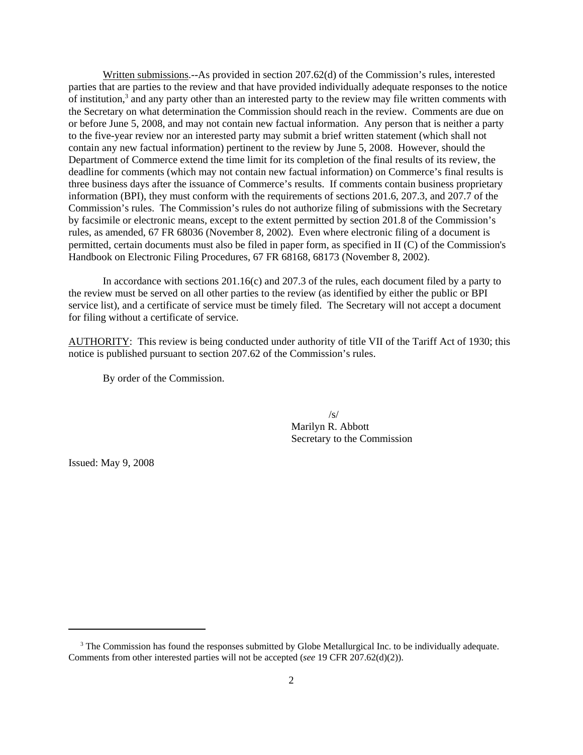Written submissions.--As provided in section 207.62(d) of the Commission's rules, interested parties that are parties to the review and that have provided individually adequate responses to the notice of institution,[3] and any party other than an interested party to the review may file written comments with the Secretary on what determination the Commission should reach in the review. Comments are due on or before June 5, 2008, and may not contain new factual information. Any person that is neither a party to the five-year review nor an interested party may submit a brief written statement (which shall not contain any new factual information) pertinent to the review by June 5, 2008. However, should the Department of Commerce extend the time limit for its completion of the final results of its review, the deadline for comments (which may not contain new factual information) on Commerce's final results is three business days after the issuance of Commerce's results. If comments contain business proprietary information (BPI), they must conform with the requirements of sections 201.6, 207.3, and 207.7 of the Commission's rules. The Commission's rules do not authorize filing of submissions with the Secretary by facsimile or electronic means, except to the extent permitted by section 201.8 of the Commission's rules, as amended, 67 FR 68036 (November 8, 2002). Even where electronic filing of a document is permitted, certain documents must also be filed in paper form, as specified in II (C) of the Commission's Handbook on Electronic Filing Procedures, 67 FR 68168, 68173 (November 8, 2002).

In accordance with sections 201.16(c) and 207.3 of the rules, each document filed by a party to the review must be served on all other parties to the review (as identified by either the public or BPI service list), and a certificate of service must be timely filed. The Secretary will not accept a document for filing without a certificate of service.

AUTHORITY: This review is being conducted under authority of title VII of the Tariff Act of 1930; this notice is published pursuant to section 207.62 of the Commission's rules.

By order of the Commission.

/s/
Marilyn R. Abbott
Secretary to the Commission

Issued: May 9, 2008

---

[3] The Commission has found the responses submitted by Globe Metallurgical Inc. to be individually adequate. Comments from other interested parties will not be accepted (*see* 19 CFR 207.62(d)(2)).